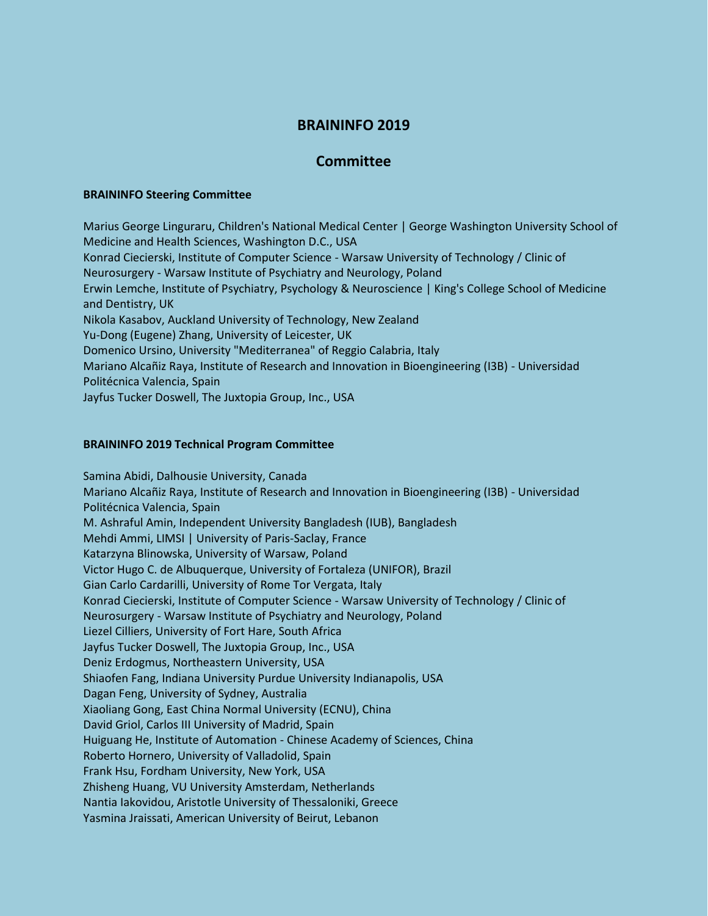# BRAININFO 2019

## Committee

### BRAININFO Steering Committee

Marius George Linguraru, Children's National Medical Center | George Washington University School of Medicine and Health Sciences, Washington D.C., USA
Konrad Ciecierski, Institute of Computer Science - Warsaw University of Technology / Clinic of Neurosurgery - Warsaw Institute of Psychiatry and Neurology, Poland
Erwin Lemche, Institute of Psychiatry, Psychology & Neuroscience | King's College School of Medicine and Dentistry, UK
Nikola Kasabov, Auckland University of Technology, New Zealand
Yu-Dong (Eugene) Zhang, University of Leicester, UK
Domenico Ursino, University "Mediterranea" of Reggio Calabria, Italy
Mariano Alcañiz Raya, Institute of Research and Innovation in Bioengineering (I3B) - Universidad Politécnica Valencia, Spain
Jayfus Tucker Doswell, The Juxtopia Group, Inc., USA

### BRAININFO 2019 Technical Program Committee

Samina Abidi, Dalhousie University, Canada
Mariano Alcañiz Raya, Institute of Research and Innovation in Bioengineering (I3B) - Universidad Politécnica Valencia, Spain
M. Ashraful Amin, Independent University Bangladesh (IUB), Bangladesh
Mehdi Ammi, LIMSI | University of Paris-Saclay, France
Katarzyna Blinowska, University of Warsaw, Poland
Victor Hugo C. de Albuquerque, University of Fortaleza (UNIFOR), Brazil
Gian Carlo Cardarilli, University of Rome Tor Vergata, Italy
Konrad Ciecierski, Institute of Computer Science - Warsaw University of Technology / Clinic of Neurosurgery - Warsaw Institute of Psychiatry and Neurology, Poland
Liezel Cilliers, University of Fort Hare, South Africa
Jayfus Tucker Doswell, The Juxtopia Group, Inc., USA
Deniz Erdogmus, Northeastern University, USA
Shiaofen Fang, Indiana University Purdue University Indianapolis, USA
Dagan Feng, University of Sydney, Australia
Xiaoliang Gong, East China Normal University (ECNU), China
David Griol, Carlos III University of Madrid, Spain
Huiguang He, Institute of Automation - Chinese Academy of Sciences, China
Roberto Hornero, University of Valladolid, Spain
Frank Hsu, Fordham University, New York, USA
Zhisheng Huang, VU University Amsterdam, Netherlands
Nantia Iakovidou, Aristotle University of Thessaloniki, Greece
Yasmina Jraissati, American University of Beirut, Lebanon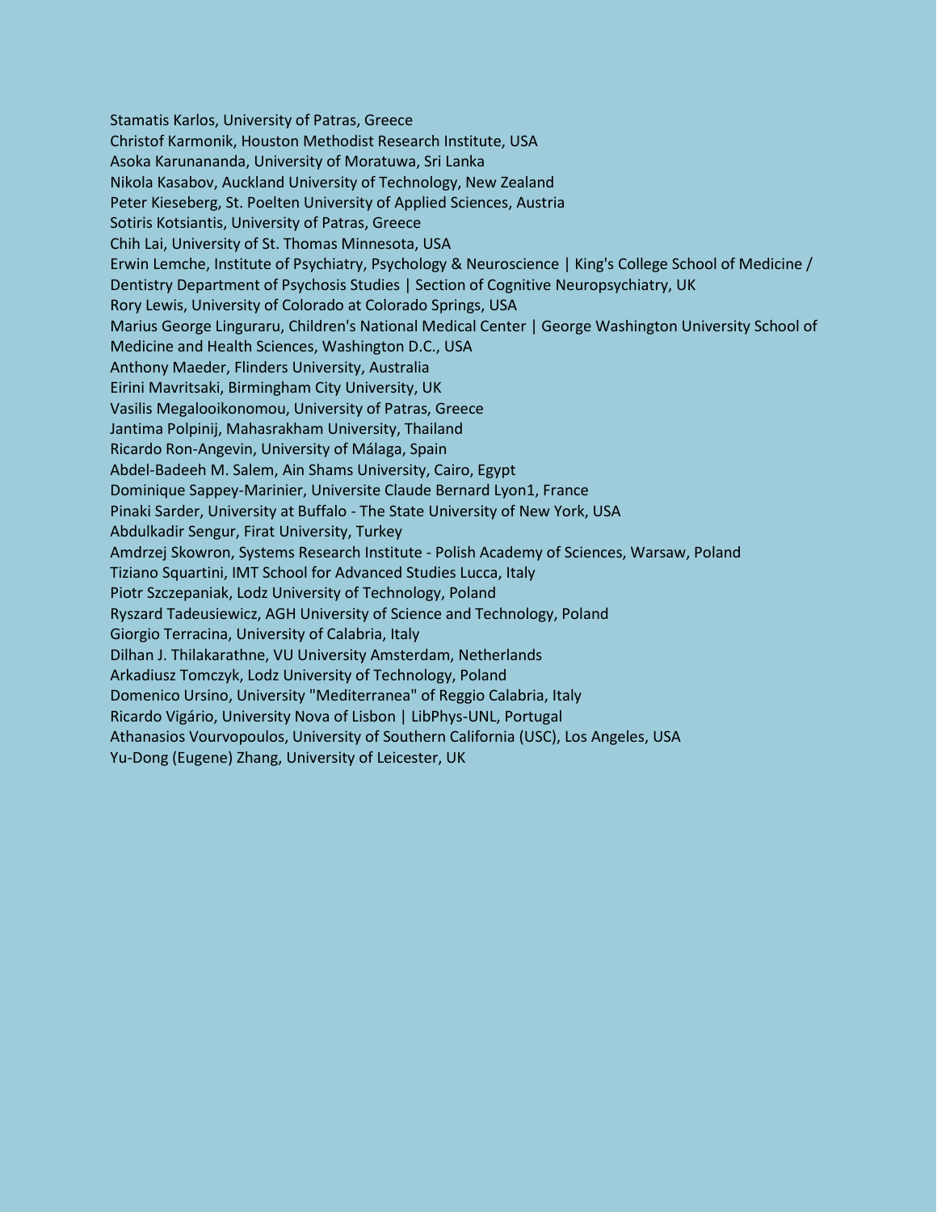Stamatis Karlos, University of Patras, Greece
Christof Karmonik, Houston Methodist Research Institute, USA
Asoka Karunananda, University of Moratuwa, Sri Lanka
Nikola Kasabov, Auckland University of Technology, New Zealand
Peter Kieseberg, St. Poelten University of Applied Sciences, Austria
Sotiris Kotsiantis, University of Patras, Greece
Chih Lai, University of St. Thomas Minnesota, USA
Erwin Lemche, Institute of Psychiatry, Psychology & Neuroscience | King's College School of Medicine / Dentistry Department of Psychosis Studies | Section of Cognitive Neuropsychiatry, UK
Rory Lewis, University of Colorado at Colorado Springs, USA
Marius George Linguraru, Children's National Medical Center | George Washington University School of Medicine and Health Sciences, Washington D.C., USA
Anthony Maeder, Flinders University, Australia
Eirini Mavritsaki, Birmingham City University, UK
Vasilis Megalooikonomou, University of Patras, Greece
Jantima Polpinij, Mahasrakham University, Thailand
Ricardo Ron-Angevin, University of Málaga, Spain
Abdel-Badeeh M. Salem, Ain Shams University, Cairo, Egypt
Dominique Sappey-Marinier, Universite Claude Bernard Lyon1, France
Pinaki Sarder, University at Buffalo - The State University of New York, USA
Abdulkadir Sengur, Firat University, Turkey
Amdrzej Skowron, Systems Research Institute - Polish Academy of Sciences, Warsaw, Poland
Tiziano Squartini, IMT School for Advanced Studies Lucca, Italy
Piotr Szczepaniak, Lodz University of Technology, Poland
Ryszard Tadeusiewicz, AGH University of Science and Technology, Poland
Giorgio Terracina, University of Calabria, Italy
Dilhan J. Thilakarathne, VU University Amsterdam, Netherlands
Arkadiusz Tomczyk, Lodz University of Technology, Poland
Domenico Ursino, University "Mediterranea" of Reggio Calabria, Italy
Ricardo Vigário, University Nova of Lisbon | LibPhys-UNL, Portugal
Athanasios Vourvopoulos, University of Southern California (USC), Los Angeles, USA
Yu-Dong (Eugene) Zhang, University of Leicester, UK